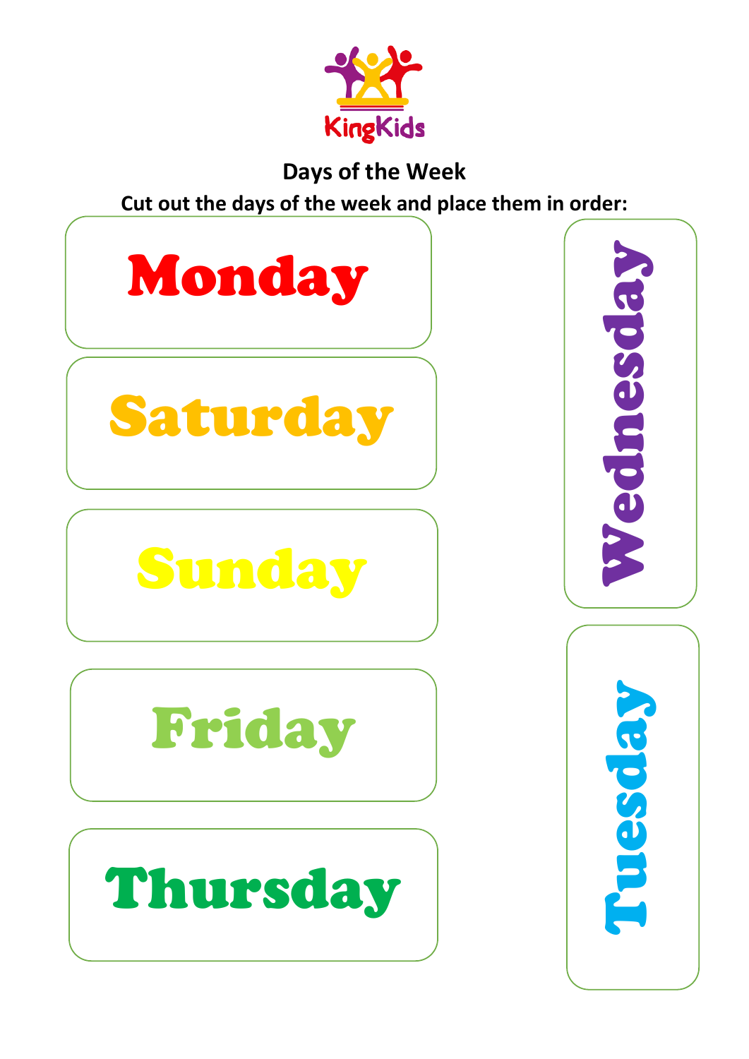KingKids

## Days of the Week

**Cut out the days of the week and place them in order:**

Monday

Saturday

Sunday

Friday

Thursday

Wednesday

Tuesday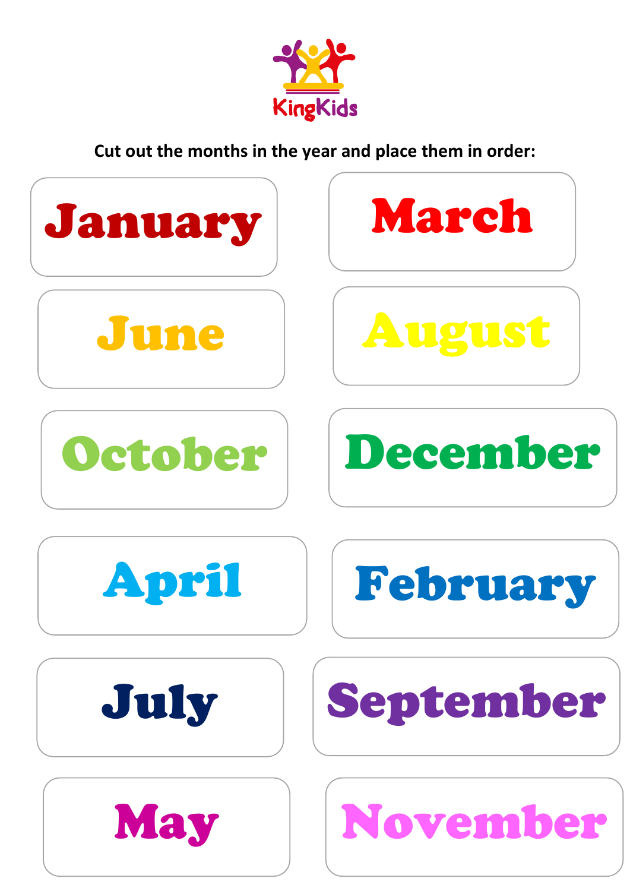KingKids

Cut out the months in the year and place them in order:

| | |
|---|---|
| January | March |
| June | August |
| October | December |
| April | February |
| July | September |
| May | November |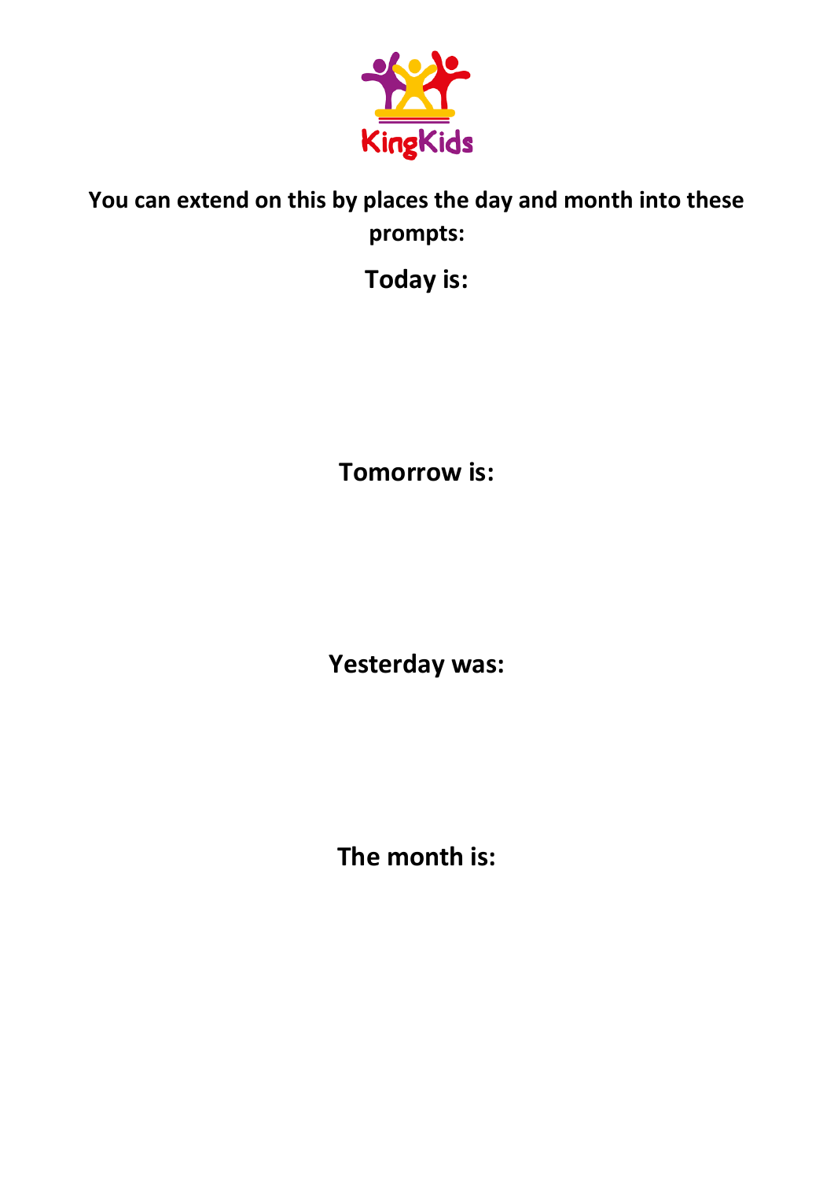**You can extend on this by places the day and month into these prompts:**

**Today is:**

**Tomorrow is:**

**Yesterday was:**

**The month is:**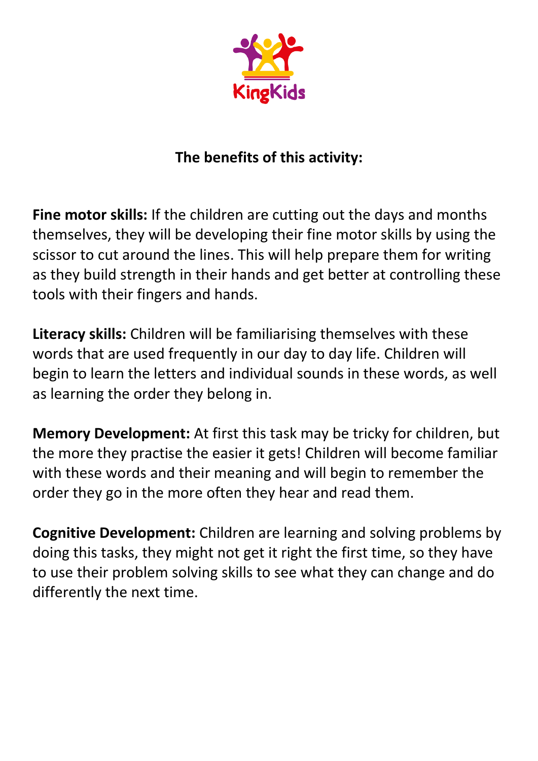KingKids

**The benefits of this activity:**

**Fine motor skills:** If the children are cutting out the days and months themselves, they will be developing their fine motor skills by using the scissor to cut around the lines. This will help prepare them for writing as they build strength in their hands and get better at controlling these tools with their fingers and hands.

**Literacy skills:** Children will be familiarising themselves with these words that are used frequently in our day to day life. Children will begin to learn the letters and individual sounds in these words, as well as learning the order they belong in.

**Memory Development:** At first this task may be tricky for children, but the more they practise the easier it gets! Children will become familiar with these words and their meaning and will begin to remember the order they go in the more often they hear and read them.

**Cognitive Development:** Children are learning and solving problems by doing this tasks, they might not get it right the first time, so they have to use their problem solving skills to see what they can change and do differently the next time.